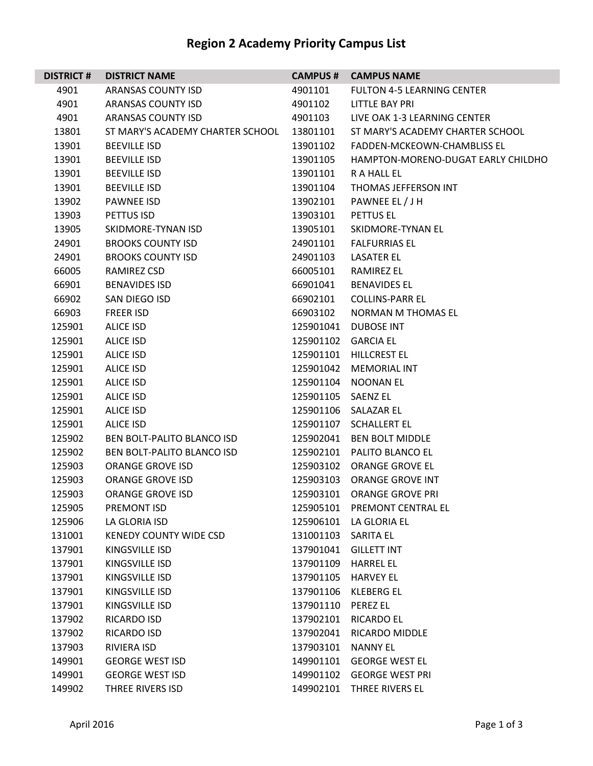# Region 2 Academy Priority Campus List

| DISTRICT # | DISTRICT NAME | CAMPUS # | CAMPUS NAME |
|---|---|---|---|
| 4901 | ARANSAS COUNTY ISD | 4901101 | FULTON 4-5 LEARNING CENTER |
| 4901 | ARANSAS COUNTY ISD | 4901102 | LITTLE BAY PRI |
| 4901 | ARANSAS COUNTY ISD | 4901103 | LIVE OAK 1-3 LEARNING CENTER |
| 13801 | ST MARY'S ACADEMY CHARTER SCHOOL | 13801101 | ST MARY'S ACADEMY CHARTER SCHOOL |
| 13901 | BEEVILLE ISD | 13901102 | FADDEN-MCKEOWN-CHAMBLISS EL |
| 13901 | BEEVILLE ISD | 13901105 | HAMPTON-MORENO-DUGAT EARLY CHILDHO |
| 13901 | BEEVILLE ISD | 13901101 | R A HALL EL |
| 13901 | BEEVILLE ISD | 13901104 | THOMAS JEFFERSON INT |
| 13902 | PAWNEE ISD | 13902101 | PAWNEE EL / J H |
| 13903 | PETTUS ISD | 13903101 | PETTUS EL |
| 13905 | SKIDMORE-TYNAN ISD | 13905101 | SKIDMORE-TYNAN EL |
| 24901 | BROOKS COUNTY ISD | 24901101 | FALFURRIAS EL |
| 24901 | BROOKS COUNTY ISD | 24901103 | LASATER EL |
| 66005 | RAMIREZ CSD | 66005101 | RAMIREZ EL |
| 66901 | BENAVIDES ISD | 66901041 | BENAVIDES EL |
| 66902 | SAN DIEGO ISD | 66902101 | COLLINS-PARR EL |
| 66903 | FREER ISD | 66903102 | NORMAN M THOMAS EL |
| 125901 | ALICE ISD | 125901041 | DUBOSE INT |
| 125901 | ALICE ISD | 125901102 | GARCIA EL |
| 125901 | ALICE ISD | 125901101 | HILLCREST EL |
| 125901 | ALICE ISD | 125901042 | MEMORIAL INT |
| 125901 | ALICE ISD | 125901104 | NOONAN EL |
| 125901 | ALICE ISD | 125901105 | SAENZ EL |
| 125901 | ALICE ISD | 125901106 | SALAZAR EL |
| 125901 | ALICE ISD | 125901107 | SCHALLERT EL |
| 125902 | BEN BOLT-PALITO BLANCO ISD | 125902041 | BEN BOLT MIDDLE |
| 125902 | BEN BOLT-PALITO BLANCO ISD | 125902101 | PALITO BLANCO EL |
| 125903 | ORANGE GROVE ISD | 125903102 | ORANGE GROVE EL |
| 125903 | ORANGE GROVE ISD | 125903103 | ORANGE GROVE INT |
| 125903 | ORANGE GROVE ISD | 125903101 | ORANGE GROVE PRI |
| 125905 | PREMONT ISD | 125905101 | PREMONT CENTRAL EL |
| 125906 | LA GLORIA ISD | 125906101 | LA GLORIA EL |
| 131001 | KENEDY COUNTY WIDE CSD | 131001103 | SARITA EL |
| 137901 | KINGSVILLE ISD | 137901041 | GILLETT INT |
| 137901 | KINGSVILLE ISD | 137901109 | HARREL EL |
| 137901 | KINGSVILLE ISD | 137901105 | HARVEY EL |
| 137901 | KINGSVILLE ISD | 137901106 | KLEBERG EL |
| 137901 | KINGSVILLE ISD | 137901110 | PEREZ EL |
| 137902 | RICARDO ISD | 137902101 | RICARDO EL |
| 137902 | RICARDO ISD | 137902041 | RICARDO MIDDLE |
| 137903 | RIVIERA ISD | 137903101 | NANNY EL |
| 149901 | GEORGE WEST ISD | 149901101 | GEORGE WEST EL |
| 149901 | GEORGE WEST ISD | 149901102 | GEORGE WEST PRI |
| 149902 | THREE RIVERS ISD | 149902101 | THREE RIVERS EL |

April 2016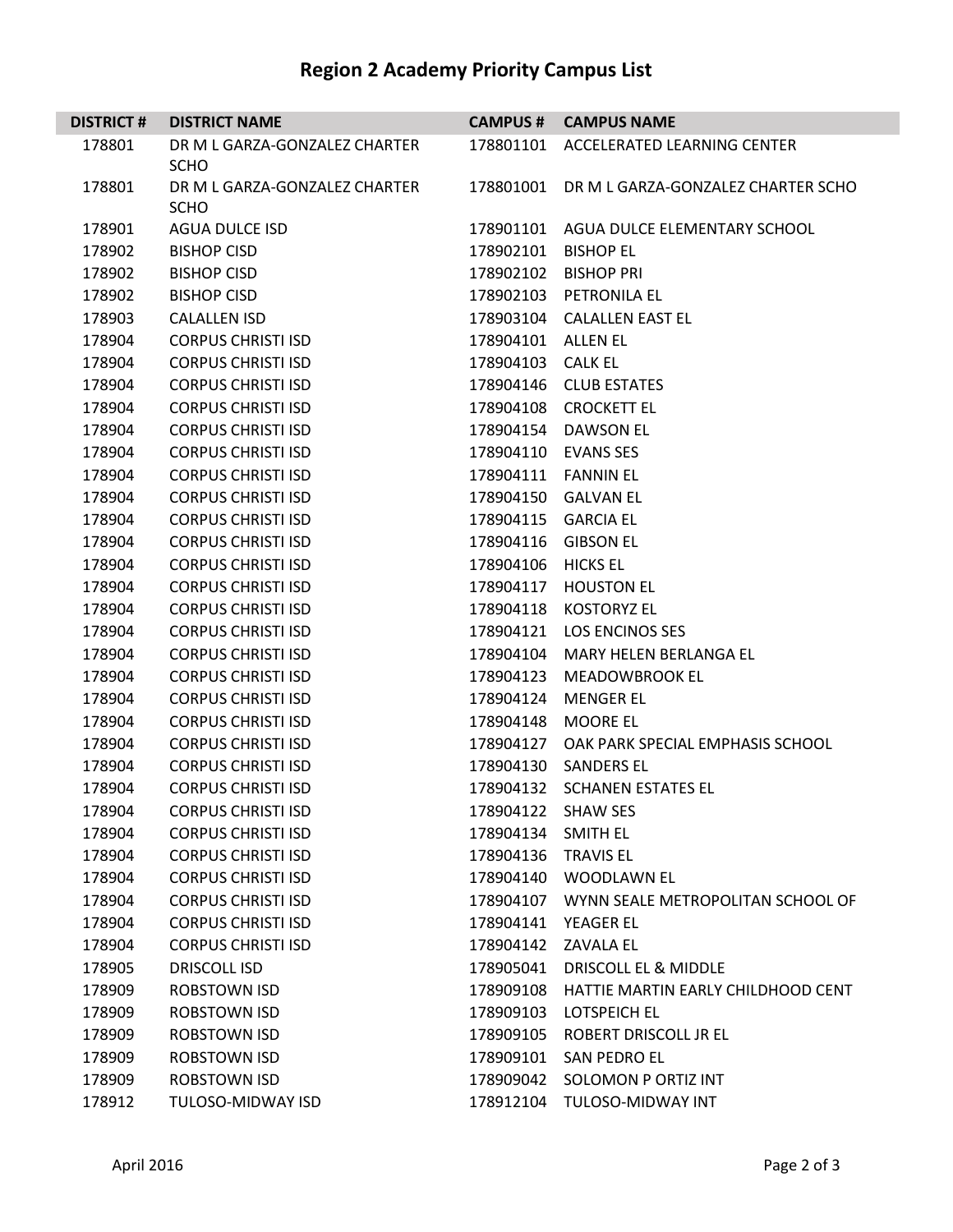# Region 2 Academy Priority Campus List

| DISTRICT # | DISTRICT NAME | CAMPUS # | CAMPUS NAME |
|---|---|---|---|
| 178801 | DR M L GARZA-GONZALEZ CHARTER SCHO | 178801101 | ACCELERATED LEARNING CENTER |
| 178801 | DR M L GARZA-GONZALEZ CHARTER SCHO | 178801001 | DR M L GARZA-GONZALEZ CHARTER SCHO |
| 178901 | AGUA DULCE ISD | 178901101 | AGUA DULCE ELEMENTARY SCHOOL |
| 178902 | BISHOP CISD | 178902101 | BISHOP EL |
| 178902 | BISHOP CISD | 178902102 | BISHOP PRI |
| 178902 | BISHOP CISD | 178902103 | PETRONILA EL |
| 178903 | CALALLEN ISD | 178903104 | CALALLEN EAST EL |
| 178904 | CORPUS CHRISTI ISD | 178904101 | ALLEN EL |
| 178904 | CORPUS CHRISTI ISD | 178904103 | CALK EL |
| 178904 | CORPUS CHRISTI ISD | 178904146 | CLUB ESTATES |
| 178904 | CORPUS CHRISTI ISD | 178904108 | CROCKETT EL |
| 178904 | CORPUS CHRISTI ISD | 178904154 | DAWSON EL |
| 178904 | CORPUS CHRISTI ISD | 178904110 | EVANS SES |
| 178904 | CORPUS CHRISTI ISD | 178904111 | FANNIN EL |
| 178904 | CORPUS CHRISTI ISD | 178904150 | GALVAN EL |
| 178904 | CORPUS CHRISTI ISD | 178904115 | GARCIA EL |
| 178904 | CORPUS CHRISTI ISD | 178904116 | GIBSON EL |
| 178904 | CORPUS CHRISTI ISD | 178904106 | HICKS EL |
| 178904 | CORPUS CHRISTI ISD | 178904117 | HOUSTON EL |
| 178904 | CORPUS CHRISTI ISD | 178904118 | KOSTORYZ EL |
| 178904 | CORPUS CHRISTI ISD | 178904121 | LOS ENCINOS SES |
| 178904 | CORPUS CHRISTI ISD | 178904104 | MARY HELEN BERLANGA EL |
| 178904 | CORPUS CHRISTI ISD | 178904123 | MEADOWBROOK EL |
| 178904 | CORPUS CHRISTI ISD | 178904124 | MENGER EL |
| 178904 | CORPUS CHRISTI ISD | 178904148 | MOORE EL |
| 178904 | CORPUS CHRISTI ISD | 178904127 | OAK PARK SPECIAL EMPHASIS SCHOOL |
| 178904 | CORPUS CHRISTI ISD | 178904130 | SANDERS EL |
| 178904 | CORPUS CHRISTI ISD | 178904132 | SCHANEN ESTATES EL |
| 178904 | CORPUS CHRISTI ISD | 178904122 | SHAW SES |
| 178904 | CORPUS CHRISTI ISD | 178904134 | SMITH EL |
| 178904 | CORPUS CHRISTI ISD | 178904136 | TRAVIS EL |
| 178904 | CORPUS CHRISTI ISD | 178904140 | WOODLAWN EL |
| 178904 | CORPUS CHRISTI ISD | 178904107 | WYNN SEALE METROPOLITAN SCHOOL OF |
| 178904 | CORPUS CHRISTI ISD | 178904141 | YEAGER EL |
| 178904 | CORPUS CHRISTI ISD | 178904142 | ZAVALA EL |
| 178905 | DRISCOLL ISD | 178905041 | DRISCOLL EL & MIDDLE |
| 178909 | ROBSTOWN ISD | 178909108 | HATTIE MARTIN EARLY CHILDHOOD CENT |
| 178909 | ROBSTOWN ISD | 178909103 | LOTSPEICH EL |
| 178909 | ROBSTOWN ISD | 178909105 | ROBERT DRISCOLL JR EL |
| 178909 | ROBSTOWN ISD | 178909101 | SAN PEDRO EL |
| 178909 | ROBSTOWN ISD | 178909042 | SOLOMON P ORTIZ INT |
| 178912 | TULOSO-MIDWAY ISD | 178912104 | TULOSO-MIDWAY INT |

April 2016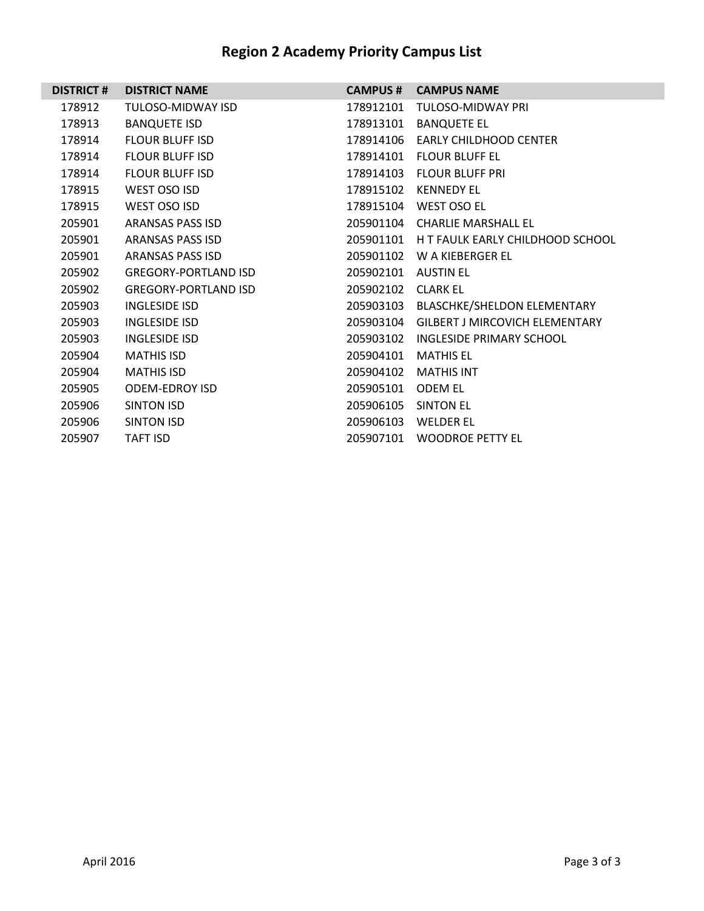# Region 2 Academy Priority Campus List

| DISTRICT # | DISTRICT NAME | CAMPUS # | CAMPUS NAME |
|---|---|---|---|
| 178912 | TULOSO-MIDWAY ISD | 178912101 | TULOSO-MIDWAY PRI |
| 178913 | BANQUETE ISD | 178913101 | BANQUETE EL |
| 178914 | FLOUR BLUFF ISD | 178914106 | EARLY CHILDHOOD CENTER |
| 178914 | FLOUR BLUFF ISD | 178914101 | FLOUR BLUFF EL |
| 178914 | FLOUR BLUFF ISD | 178914103 | FLOUR BLUFF PRI |
| 178915 | WEST OSO ISD | 178915102 | KENNEDY EL |
| 178915 | WEST OSO ISD | 178915104 | WEST OSO EL |
| 205901 | ARANSAS PASS ISD | 205901104 | CHARLIE MARSHALL EL |
| 205901 | ARANSAS PASS ISD | 205901101 | H T FAULK EARLY CHILDHOOD SCHOOL |
| 205901 | ARANSAS PASS ISD | 205901102 | W A KIEBERGER EL |
| 205902 | GREGORY-PORTLAND ISD | 205902101 | AUSTIN EL |
| 205902 | GREGORY-PORTLAND ISD | 205902102 | CLARK EL |
| 205903 | INGLESIDE ISD | 205903103 | BLASCHKE/SHELDON ELEMENTARY |
| 205903 | INGLESIDE ISD | 205903104 | GILBERT J MIRCOVICH ELEMENTARY |
| 205903 | INGLESIDE ISD | 205903102 | INGLESIDE PRIMARY SCHOOL |
| 205904 | MATHIS ISD | 205904101 | MATHIS EL |
| 205904 | MATHIS ISD | 205904102 | MATHIS INT |
| 205905 | ODEM-EDROY ISD | 205905101 | ODEM EL |
| 205906 | SINTON ISD | 205906105 | SINTON EL |
| 205906 | SINTON ISD | 205906103 | WELDER EL |
| 205907 | TAFT ISD | 205907101 | WOODROE PETTY EL |

April 2016